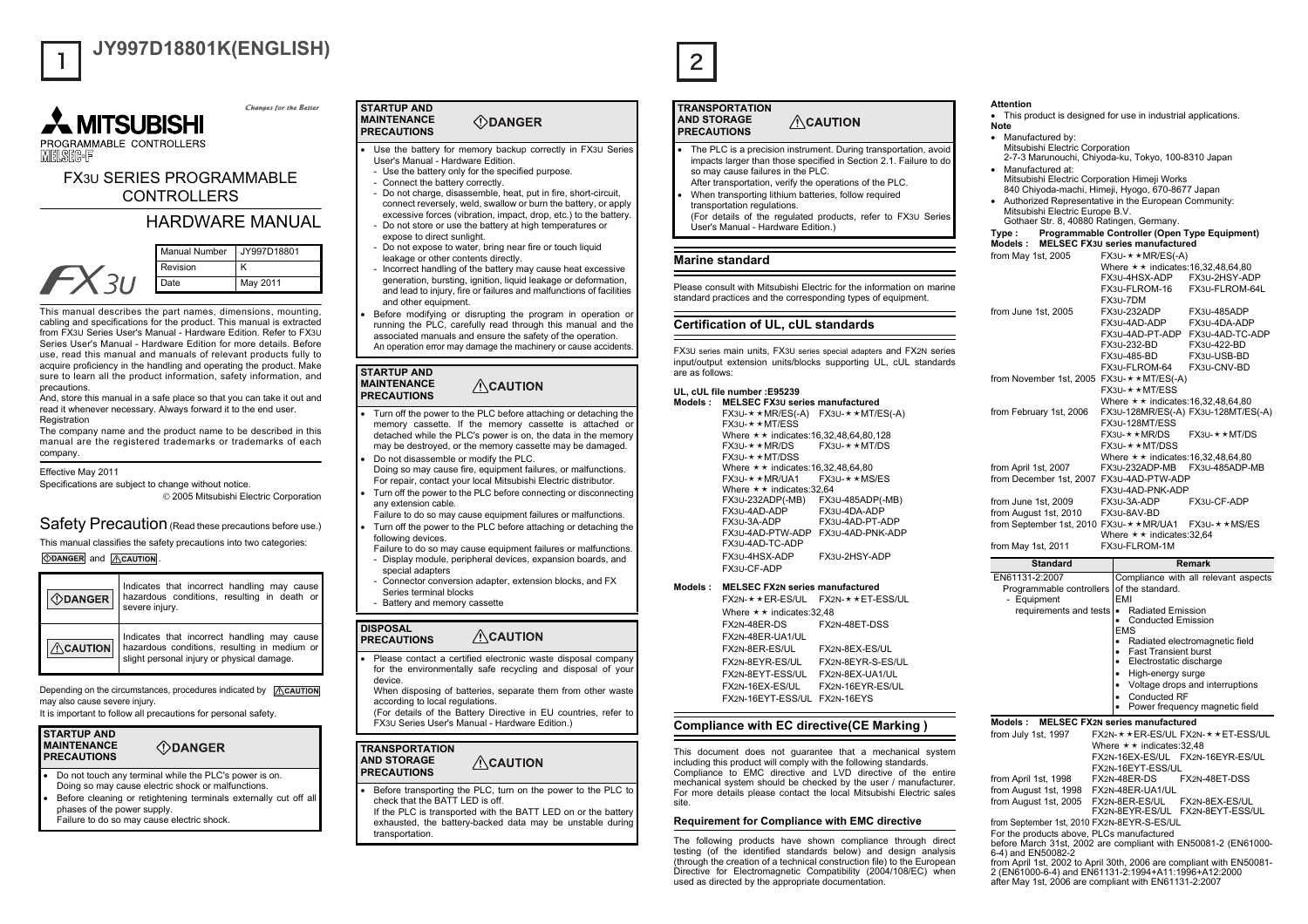# JY997D18801K(ENGLISH)

MITSUBISHI

Changes for the Better

PROGRAMMABLE CONTROLLERS

MELSEC-F

## FX3U SERIES PROGRAMMABLE CONTROLLERS

## HARDWARE MANUAL

| Manual Number | JY997D18801 |
|---|---|
| Revision | K |
| Date | May 2011 |

This manual describes the part names, dimensions, mounting, cabling and specifications for the product. This manual is extracted from FX3U Series User's Manual - Hardware Edition. Refer to FX3U Series User's Manual - Hardware Edition for more details. Before use, read this manual and manuals of relevant products fully to acquire proficiency in the handling and operating the product. Make sure to learn all the product information, safety information, and precautions.

And, store this manual in a safe place so that you can take it out and read it whenever necessary. Always forward it to the end user.

Registration

The company name and the product name to be described in this manual are the registered trademarks or trademarks of each company.

Effective May 2011

Specifications are subject to change without notice.

© 2005 Mitsubishi Electric Corporation

## Safety Precaution (Read these precautions before use.)

This manual classifies the safety precautions into two categories: DANGER and CAUTION.

| | |
|---|---|
| DANGER | Indicates that incorrect handling may cause hazardous conditions, resulting in death or severe injury. |
| CAUTION | Indicates that incorrect handling may cause hazardous conditions, resulting in medium or slight personal injury or physical damage. |

Depending on the circumstances, procedures indicated by CAUTION may also cause severe injury.

It is important to follow all precautions for personal safety.

### STARTUP AND MAINTENANCE PRECAUTIONS — DANGER

- Do not touch any terminal while the PLC's power is on. Doing so may cause electric shock or malfunctions.
- Before cleaning or retightening terminals externally cut off all phases of the power supply. Failure to do so may cause electric shock.

### STARTUP AND MAINTENANCE PRECAUTIONS — DANGER

- Use the battery for memory backup correctly in FX3U Series User's Manual - Hardware Edition.
  - Use the battery only for the specified purpose.
  - Connect the battery correctly.
  - Do not charge, disassemble, heat, put in fire, short-circuit, connect reversely, weld, swallow or burn the battery, or apply excessive forces (vibration, impact, drop, etc.) to the battery.
  - Do not store or use the battery at high temperatures or expose to direct sunlight.
  - Do not expose to water, bring near fire or touch liquid leakage or other contents directly.
  - Incorrect handling of the battery may cause heat excessive generation, bursting, ignition, liquid leakage or deformation, and lead to injury, fire or failures and malfunctions of facilities and other equipment.
- Before modifying or disrupting the program in operation or running the PLC, carefully read through this manual and the associated manuals and ensure the safety of the operation. An operation error may damage the machinery or cause accidents.

### STARTUP AND MAINTENANCE PRECAUTIONS — CAUTION

- Turn off the power to the PLC before attaching or detaching the memory cassette. If the memory cassette is attached or detached while the PLC's power is on, the data in the memory may be destroyed, or the memory cassette may be damaged.
- Do not disassemble or modify the PLC. Doing so may cause fire, equipment failures, or malfunctions. For repair, contact your local Mitsubishi Electric distributor.
- Turn off the power to the PLC before connecting or disconnecting any extension cable. Failure to do so may cause equipment failures or malfunctions.
- Turn off the power to the PLC before attaching or detaching the following devices. Failure to do so may cause equipment failures or malfunctions.
  - Display module, peripheral devices, expansion boards, and special adapters
  - Connector conversion adapter, extension blocks, and FX Series terminal blocks
  - Battery and memory cassette

### DISPOSAL PRECAUTIONS — CAUTION

- Please contact a certified electronic waste disposal company for the environmentally safe recycling and disposal of your device. When disposing of batteries, separate them from other waste according to local regulations. (For details of the Battery Directive in EU countries, refer to FX3U Series User's Manual - Hardware Edition.)

### TRANSPORTATION AND STORAGE PRECAUTIONS — CAUTION

- Before transporting the PLC, turn on the power to the PLC to check that the BATT LED is off. If the PLC is transported with the BATT LED on or the battery exhausted, the battery-backed data may be unstable during transportation.

### TRANSPORTATION AND STORAGE PRECAUTIONS — CAUTION

- The PLC is a precision instrument. During transportation, avoid impacts larger than those specified in Section 2.1. Failure to do so may cause failures in the PLC. After transportation, verify the operations of the PLC.
- When transporting lithium batteries, follow required transportation regulations. (For details of the regulated products, refer to FX3U Series User's Manual - Hardware Edition.)

## Marine standard

Please consult with Mitsubishi Electric for the information on marine standard practices and the corresponding types of equipment.

## Certification of UL, cUL standards

FX3U series main units, FX3U series special adapters and FX2N series input/output extension units/blocks supporting UL, cUL standards are as follows:

**UL, cUL file number :E95239**

**Models : MELSEC FX3U series manufactured**

FX3U-★★MR/ES(-A) FX3U-★★MT/ES(-A)
FX3U-★★MT/ESS
Where ★★ indicates:16,32,48,64,80,128
FX3U-★★MR/DS FX3U-★★MT/DS
FX3U-★★MT/DSS
Where ★★ indicates:16,32,48,64,80
FX3U-★★MR/UA1 FX3U-★★MS/ES
Where ★★ indicates:32,64
FX3U-232ADP(-MB) FX3U-485ADP(-MB)
FX3U-4AD-ADP FX3U-4DA-ADP
FX3U-3A-ADP FX3U-4AD-PT-ADP
FX3U-4AD-PTW-ADP FX3U-4AD-PNK-ADP
FX3U-4AD-TC-ADP
FX3U-4HSX-ADP FX3U-2HSY-ADP
FX3U-CF-ADP

**Models : MELSEC FX2N series manufactured**

FX2N-★★ER-ES/UL FX2N-★★ET-ESS/UL
Where ★★ indicates:32,48
FX2N-48ER-DS FX2N-48ET-DSS
FX2N-48ER-UA1/UL
FX2N-8ER-ES/UL FX2N-8EX-ES/UL
FX2N-8EYR-ES/UL FX2N-8EYR-S-ES/UL
FX2N-8EYT-ESS/UL FX2N-8EX-UA1/UL
FX2N-16EX-ES/UL FX2N-16EYR-ES/UL
FX2N-16EYT-ESS/UL FX2N-16EYS

## Compliance with EC directive(CE Marking )

This document does not guarantee that a mechanical system including this product will comply with the following standards. Compliance to EMC directive and LVD directive of the entire mechanical system should be checked by the user / manufacturer. For more details please contact the local Mitsubishi Electric sales site.

### Requirement for Compliance with EMC directive

The following products have shown compliance through direct testing (of the identified standards below) and design analysis (through the creation of a technical construction file) to the European Directive for Electromagnetic Compatibility (2004/108/EC) when used as directed by the appropriate documentation.

**Attention**

- This product is designed for use in industrial applications.

**Note**

- Manufactured by: Mitsubishi Electric Corporation 2-7-3 Marunouchi, Chiyoda-ku, Tokyo, 100-8310 Japan
- Manufactured at: Mitsubishi Electric Corporation Himeji Works 840 Chiyoda-machi, Himeji, Hyogo, 670-8677 Japan
- Authorized Representative in the European Community: Mitsubishi Electric Europe B.V. Gothaer Str. 8, 40880 Ratingen, Germany.

**Type : Programmable Controller (Open Type Equipment)**

**Models : MELSEC FX3U series manufactured**

| | |
|---|---|
| from May 1st, 2005 | FX3U-★★MR/ES(-A)<br>Where ★★ indicates:16,32,48,64,80<br>FX3U-4HSX-ADP FX3U-2HSY-ADP<br>FX3U-FLROM-16 FX3U-FLROM-64L<br>FX3U-7DM |
| from June 1st, 2005 | FX3U-232ADP FX3U-485ADP<br>FX3U-4AD-ADP FX3U-4DA-ADP<br>FX3U-4AD-PT-ADP FX3U-4AD-TC-ADP<br>FX3U-232-BD FX3U-422-BD<br>FX3U-485-BD FX3U-USB-BD<br>FX3U-FLROM-64 FX3U-CNV-BD |
| from November 1st, 2005 | FX3U-★★MT/ES(-A)<br>FX3U-★★MT/ESS<br>Where ★★ indicates:16,32,48,64,80 |
| from February 1st, 2006 | FX3U-128MR/ES(-A) FX3U-128MT/ES(-A)<br>FX3U-128MT/ESS<br>FX3U-★★MR/DS FX3U-★★MT/DS<br>FX3U-★★MT/DSS<br>Where ★★ indicates:16,32,48,64,80 |
| from April 1st, 2007 | FX3U-232ADP-MB FX3U-485ADP-MB |
| from December 1st, 2007 | FX3U-4AD-PTW-ADP<br>FX3U-4AD-PNK-ADP |
| from June 1st, 2009 | FX3U-3A-ADP FX3U-CF-ADP |
| from August 1st, 2010 | FX3U-8AV-BD |
| from September 1st, 2010 | FX3U-★★MR/UA1 FX3U-★★MS/ES<br>Where ★★ indicates:32,64 |
| from May 1st, 2011 | FX3U-FLROM-1M |

| Standard | Remark |
|---|---|
| EN61131-2:2007<br>Programmable controllers<br>- Equipment requirements and tests | Compliance with all relevant aspects of the standard.<br>EMI<br>• Radiated Emission<br>• Conducted Emission<br>EMS<br>• Radiated electromagnetic field<br>• Fast Transient burst<br>• Electrostatic discharge<br>• High-energy surge<br>• Voltage drops and interruptions<br>• Conducted RF<br>• Power frequency magnetic field |

**Models : MELSEC FX2N series manufactured**

| | |
|---|---|
| from July 1st, 1997 | FX2N-★★ER-ES/UL FX2N-★★ET-ESS/UL<br>Where ★★ indicates:32,48<br>FX2N-16EX-ES/UL FX2N-16EYR-ES/UL<br>FX2N-16EYT-ESS/UL |
| from April 1st, 1998 | FX2N-48ER-DS FX2N-48ET-DSS |
| from August 1st, 1998 | FX2N-48ER-UA1/UL |
| from August 1st, 2005 | FX2N-8ER-ES/UL FX2N-8EX-ES/UL<br>FX2N-8EYR-ES/UL FX2N-8EYT-ESS/UL |
| from September 1st, 2010 | FX2N-8EYR-S-ES/UL |

For the products above, PLCs manufactured
before March 31st, 2002 are compliant with EN50081-2 (EN61000-6-4) and EN50082-2
from April 1st, 2002 to April 30th, 2006 are compliant with EN50081-2 (EN61000-6-4) and EN61131-2:1994+A11:1996+A12:2000
after May 1st, 2006 are compliant with EN61131-2:2007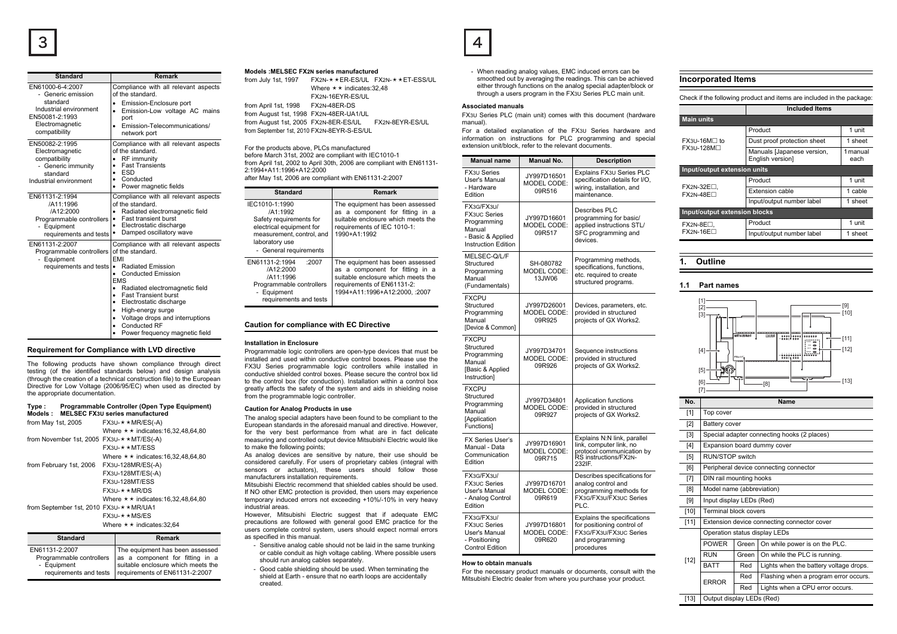| Standard | Remark |
|---|---|
| EN61000-6-4:2007 - Generic emission standard Industrial environment EN50081-2:1993 Electromagnetic compatibility | Compliance with all relevant aspects of the standard. • Emission-Enclosure port • Emission-Low voltage AC mains port • Emission-Telecommunications/ network port |
| EN50082-2:1995 Electromagnetic compatibility - Generic immunity standard Industrial environment | Compliance with all relevant aspects of the standard. • RF immunity • Fast Transients • ESD • Conducted • Power magnetic fields |
| EN61131-2:1994 /A11:1996 /A12:2000 Programmable controllers - Equipment requirements and tests | Compliance with all relevant aspects of the standard. • Radiated electromagnetic field • Fast transient burst • Electrostatic discharge • Damped oscillatory wave |
| EN61131-2:2007 Programmable controllers - Equipment requirements and tests | Compliance with all relevant aspects of the standard. EMI • Radiated Emission • Conducted Emission EMS • Radiated electromagnetic field • Fast Transient burst • Electrostatic discharge • High-energy surge • Voltage drops and interruptions • Conducted RF • Power frequency magnetic field |

## Requirement for Compliance with LVD directive

The following products have shown compliance through direct testing (of the identified standards below) and design analysis (through the creation of a technical construction file) to the European Directive for Low Voltage (2006/95/EC) when used as directed by the appropriate documentation.

**Type : Programmable Controller (Open Type Equipment)**
**Models : MELSEC FX3U series manufactured**

from May 1st, 2005 FX3U-★★MR/ES(-A)
Where ★★ indicates:16,32,48,64,80
from November 1st, 2005 FX3U-★★MT/ES(-A)
FX3U-★★MT/ESS
Where ★★ indicates:16,32,48,64,80
from February 1st, 2006 FX3U-128MR/ES(-A)
FX3U-128MT/ES(-A)
FX3U-128MT/ESS
FX3U-★★MR/DS
Where ★★ indicates:16,32,48,64,80
from September 1st, 2010 FX3U-★★MR/UA1
FX3U-★★MS/ES
Where ★★ indicates:32,64

| Standard | Remark |
|---|---|
| EN61131-2:2007 Programmable controllers - Equipment requirements and tests | The equipment has been assessed as a component for fitting in a suitable enclosure which meets the requirements of EN61131-2:2007 |

**Models :MELSEC FX2N series manufactured**

from July 1st, 1997 FX2N-★★ER-ES/UL FX2N-★★ET-ESS/UL
Where ★★ indicates:32,48
FX2N-16EYR-ES/UL
from April 1st, 1998 FX2N-48ER-DS
from August 1st, 1998 FX2N-48ER-UA1/UL
from August 1st, 2005 FX2N-8ER-ES/UL FX2N-8EYR-ES/UL
from September 1st, 2010 FX2N-8EYR-S-ES/UL

For the products above, PLCs manufactured
before March 31st, 2002 are compliant with IEC1010-1
from April 1st, 2002 to April 30th, 2006 are compliant with EN61131-2:1994+A11:1996+A12:2000
after May 1st, 2006 are compliant with EN61131-2:2007

| Standard | Remark |
|---|---|
| IEC1010-1:1990 /A1:1992 Safety requirements for electrical equipment for measurement, control, and laboratory use - General requirements | The equipment has been assessed as a component for fitting in a suitable enclosure which meets the requirements of IEC 1010-1: 1990+A1:1992 |
| EN61131-2:1994 :2007 /A12:2000 /A11:1996 Programmable controllers - Equipment requirements and tests | The equipment has been assessed as a component for fitting in a suitable enclosure which meets the requirements of EN61131-2: 1994+A11:1996+A12:2000, :2007 |

## Caution for compliance with EC Directive

### Installation in Enclosure

Programmable logic controllers are open-type devices that must be installed and used within conductive control boxes. Please use the FX3U Series programmable logic controllers while installed in conductive shielded control boxes. Please secure the control box lid to the control box (for conduction). Installation within a control box greatly affects the safety of the system and aids in shielding noise from the programmable logic controller.

### Caution for Analog Products in use

The analog special adapters have been found to be compliant to the European standards in the aforesaid manual and directive. However, for the very best performance from what are in fact delicate measuring and controlled output device Mitsubishi Electric would like to make the following points;

As analog devices are sensitive by nature, their use should be considered carefully. For users of proprietary cables (integral with sensors or actuators), these users should follow those manufacturers installation requirements.

Mitsubishi Electric recommend that shielded cables should be used. If NO other EMC protection is provided, then users may experience temporary induced errors not exceeding +10%/-10% in very heavy industrial areas.

However, Mitsubishi Electric suggest that if adequate EMC precautions are followed with general good EMC practice for the users complete control system, users should expect normal errors as specified in this manual.

- Sensitive analog cable should not be laid in the same trunking or cable conduit as high voltage cabling. Where possible users should run analog cables separately.
- Good cable shielding should be used. When terminating the shield at Earth - ensure that no earth loops are accidentally created.
- When reading analog values, EMC induced errors can be smoothed out by averaging the readings. This can be achieved either through functions on the analog special adapter/block or through a users program in the FX3U Series PLC main unit.

### Associated manuals

FX3U Series PLC (main unit) comes with this document (hardware manual).

For a detailed explanation of the FX3U Series hardware and information on instructions for PLC programming and special extension unit/block, refer to the relevant documents.

| Manual name | Manual No. | Description |
|---|---|---|
| FX3U Series User's Manual - Hardware Edition | JY997D16501 MODEL CODE: 09R516 | Explains FX3U Series PLC specification details for I/O, wiring, installation, and maintenance. |
| FX3G/FX3U/ FX3UC Series Programming Manual - Basic & Applied Instruction Edition | JY997D16601 MODEL CODE: 09R517 | Describes PLC programming for basic/ applied instructions STL/ SFC programming and devices. |
| MELSEC-Q/L/F Structured Programming Manual (Fundamentals) | SH-080782 MODEL CODE: 13JW06 | Programming methods, specifications, functions, etc. required to create structured programs. |
| FXCPU Structured Programming Manual [Device & Common] | JY997D26001 MODEL CODE: 09R925 | Devices, parameters, etc. provided in structured projects of GX Works2. |
| FXCPU Structured Programming Manual [Basic & Applied Instruction] | JY997D34701 MODEL CODE: 09R926 | Sequence instructions provided in structured projects of GX Works2. |
| FXCPU Structured Programming Manual [Application Functions] | JY997D34801 MODEL CODE: 09R927 | Application functions provided in structured projects of GX Works2. |
| FX Series User's Manual - Data Communication Edition | JY997D16901 MODEL CODE: 09R715 | Explains N:N link, parallel link, computer link, no protocol communication by RS instructions/FX2N-232IF. |
| FX3G/FX3U/ FX3UC Series User's Manual - Analog Control Edition | JY997D16701 MODEL CODE: 09R619 | Describes specifications for analog control and programming methods for FX3G/FX3U/FX3UC Series PLC. |
| FX3G/FX3U/ FX3UC Series User's Manual - Positioning Control Edition | JY997D16801 MODEL CODE: 09R620 | Explains the specifications for positioning control of FX3G/FX3U/FX3UC Series and programming procedures |

### How to obtain manuals

For the necessary product manuals or documents, consult with the Mitsubishi Electric dealer from where you purchase your product.

## Incorporated Items

Check if the following product and items are included in the package:

| | Included Items | |
|---|---|---|
| **Main units** | | |
| FX3U-16M□ to FX3U-128M□ | Product | 1 unit |
| | Dust proof protection sheet | 1 sheet |
| | Manuals [Japanese version, English version] | 1 manual each |
| **Input/output extension units** | | |
| FX2N-32E□, FX2N-48E□ | Product | 1 unit |
| | Extension cable | 1 cable |
| | Input/output number label | 1 sheet |
| **Input/output extension blocks** | | |
| FX2N-8E□, FX2N-16E□ | Product | 1 unit |
| | Input/output number label | 1 sheet |

## 1. Outline

### 1.1 Part names

| No. | Name | | |
|---|---|---|---|
| [1] | Top cover | | |
| [2] | Battery cover | | |
| [3] | Special adapter connecting hooks (2 places) | | |
| [4] | Expansion board dummy cover | | |
| [5] | RUN/STOP switch | | |
| [6] | Peripheral device connecting connector | | |
| [7] | DIN rail mounting hooks | | |
| [8] | Model name (abbreviation) | | |
| [9] | Input display LEDs (Red) | | |
| [10] | Terminal block covers | | |
| [11] | Extension device connecting connector cover | | |
| [12] | Operation status display LEDs | | |
| | POWER | Green | On while power is on the PLC. |
| | RUN | Green | On while the PLC is running. |
| | BATT | Red | Lights when the battery voltage drops. |
| | ERROR | Red | Flashing when a program error occurs. |
| | | Red | Lights when a CPU error occurs. |
| [13] | Output display LEDs (Red) | | |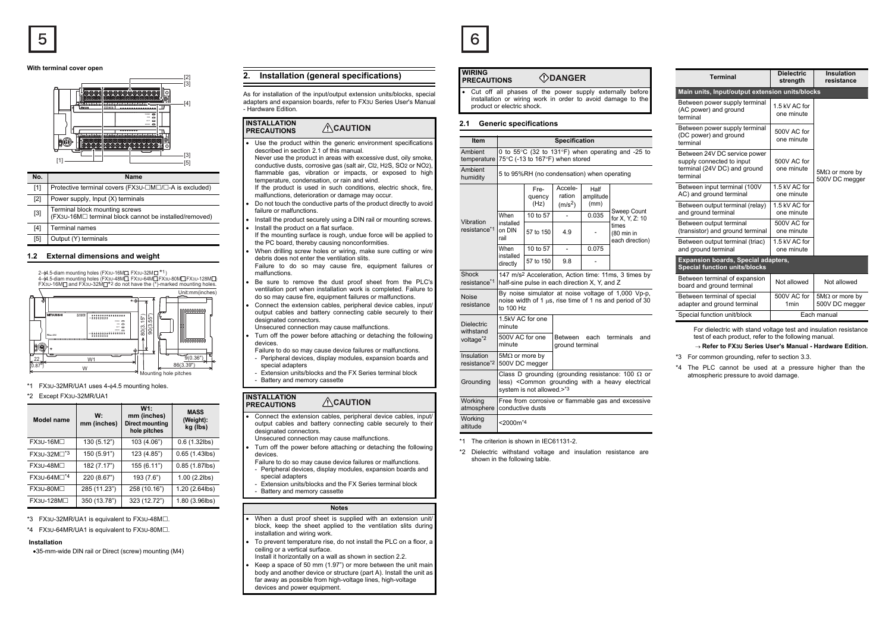**With terminal cover open**

| No. | Name |
|---|---|
| [1] | Protective terminal covers (FX3U-□M□/□-A is excluded) |
| [2] | Power supply, Input (X) terminals |
| [3] | Terminal block mounting screws (FX3U-16M□ terminal block cannot be installed/removed) |
| [4] | Terminal names |
| [5] | Output (Y) terminals |

### 1.2 External dimensions and weight

2-ϕ4.5-diam mounting holes (FX3U-16M□ FX3U-32M□*1)
4-ϕ4.5-diam mounting holes (FX3U-48M□ FX3U-64M□FX3U-80M□FX3U-128M□)
FX3U-16M□ and FX3U-32M□*2 do not have the (*)-marked mounting holes.

Unit:mm(inches)

80(3.15") 90(3.55") 22 (0.87") W1 W 9(0.36") 86(3.39") Mounting hole pitches

*1 FX3U-32MR/UA1 uses 4-ϕ4.5 mounting holes.

*2 Except FX3U-32MR/UA1

| Model name | W: mm (inches) | W1: mm (inches) Direct mounting hole pitches | MASS (Weight): kg (lbs) |
|---|---|---|---|
| FX3U-16M□ | 130 (5.12") | 103 (4.06") | 0.6 (1.32lbs) |
| FX3U-32M□*3 | 150 (5.91") | 123 (4.85") | 0.65 (1.43lbs) |
| FX3U-48M□ | 182 (7.17") | 155 (6.11") | 0.85 (1.87lbs) |
| FX3U-64M□*4 | 220 (8.67") | 193 (7.6") | 1.00 (2.2lbs) |
| FX3U-80M□ | 285 (11.23") | 258 (10.16") | 1.20 (2.64lbs) |
| FX3U-128M□ | 350 (13.78") | 323 (12.72") | 1.80 (3.96lbs) |

*3 FX3U-32MR/UA1 is equivalent to FX3U-48M□.

*4 FX3U-64MR/UA1 is equivalent to FX3U-80M□.

**Installation**

- 35-mm-wide DIN rail or Direct (screw) mounting (M4)

## 2. Installation (general specifications)

As for installation of the input/output extension units/blocks, special adapters and expansion boards, refer to FX3U Series User's Manual - Hardware Edition.

**INSTALLATION PRECAUTIONS** ⚠CAUTION

- Use the product within the generic environment specifications described in section 2.1 of this manual.
  Never use the product in areas with excessive dust, oily smoke, conductive dusts, corrosive gas (salt air, $Cl_2$, $H_2S$, $SO_2$ or $NO_2$), flammable gas, vibration or impacts, or exposed to high temperature, condensation, or rain and wind.
  If the product is used in such conditions, electric shock, fire, malfunctions, deterioration or damage may occur.
- Do not touch the conductive parts of the product directly to avoid failure or malfunctions.
- Install the product securely using a DIN rail or mounting screws.
- Install the product on a flat surface.
  If the mounting surface is rough, undue force will be applied to the PC board, thereby causing nonconformities.
- When drilling screw holes or wiring, make sure cutting or wire debris does not enter the ventilation slits.
  Failure to do so may cause fire, equipment failures or malfunctions.
- Be sure to remove the dust proof sheet from the PLC's ventilation port when installation work is completed. Failure to do so may cause fire, equipment failures or malfunctions.
- Connect the extension cables, peripheral device cables, input/output cables and battery connecting cable securely to their designated connectors.
  Unsecured connection may cause malfunctions.
- Turn off the power before attaching or detaching the following devices.
  Failure to do so may cause device failures or malfunctions.
  - Peripheral devices, display modules, expansion boards and special adapters
  - Extension units/blocks and the FX Series terminal block
  - Battery and memory cassette

**INSTALLATION PRECAUTIONS** ⚠CAUTION

- Connect the extension cables, peripheral device cables, input/output cables and battery connecting cable securely to their designated connectors.
  Unsecured connection may cause malfunctions.
- Turn off the power before attaching or detaching the following devices.
  Failure to do so may cause device failures or malfunctions.
  - Peripheral devices, display modules, expansion boards and special adapters
  - Extension units/blocks and the FX Series terminal block
  - Battery and memory cassette

**Notes**

- When a dust proof sheet is supplied with an extension unit/block, keep the sheet applied to the ventilation slits during installation and wiring work.
- To prevent temperature rise, do not install the PLC on a floor, a ceiling or a vertical surface.
  Install it horizontally on a wall as shown in section 2.2.
- Keep a space of 50 mm (1.97") or more between the unit main body and another device or structure (part A). Install the unit as far away as possible from high-voltage lines, high-voltage devices and power equipment.

**WIRING PRECAUTIONS** ⚠DANGER

- Cut off all phases of the power supply externally before installation or wiring work in order to avoid damage to the product or electric shock.

### 2.1 Generic specifications

| Item | Specification | | | | |
|---|---|---|---|---|---|
| Ambient temperature | 0 to 55°C (32 to 131°F) when operating and -25 to 75°C (-13 to 167°F) when stored | | | | |
| Ambient humidity | 5 to 95%RH (no condensation) when operating | | | | |
| Vibration resistance*1 | | Frequency (Hz) | Acceleration ($m/s^2$) | Half amplitude (mm) | Sweep Count for X, Y, Z: 10 times (80 min in each direction) |
| | When installed on DIN rail | 10 to 57 | - | 0.035 | |
| | | 57 to 150 | 4.9 | - | |
| | When installed directly | 10 to 57 | - | 0.075 | |
| | | 57 to 150 | 9.8 | - | |
| Shock resistance*1 | 147 $m/s^2$ Acceleration, Action time: 11ms, 3 times by half-sine pulse in each direction X, Y, and Z | | | | |
| Noise resistance | By noise simulator at noise voltage of 1,000 Vp-p, noise width of 1 μs, rise time of 1 ns and period of 30 to 100 Hz | | | | |
| Dielectric withstand voltage*2 | 1.5kV AC for one minute | Between each terminals and ground terminal | | | |
| | 500V AC for one minute | | | | |
| Insulation resistance*2 | 5MΩ or more by 500V DC megger | | | | |
| Grounding | Class D grounding (grounding resistance: 100 Ω or less) <Common grounding with a heavy electrical system is not allowed.>*3 | | | | |
| Working atmosphere | Free from corrosive or flammable gas and excessive conductive dusts | | | | |
| Working altitude | <2000m*4 | | | | |

*1 The criterion is shown in IEC61131-2.

*2 Dielectric withstand voltage and insulation resistance are shown in the following table.

| Terminal | Dielectric strength | Insulation resistance |
|---|---|---|
| **Main units, Input/output extension units/blocks** | | |
| Between power supply terminal (AC power) and ground terminal | 1.5 kV AC for one minute | 5MΩ or more by 500V DC megger |
| Between power supply terminal (DC power) and ground terminal | 500V AC for one minute | |
| Between 24V DC service power supply connected to input terminal (24V DC) and ground terminal | 500V AC for one minute | |
| Between input terminal (100V AC) and ground terminal | 1.5 kV AC for one minute | |
| Between output terminal (relay) and ground terminal | 1.5 kV AC for one minute | |
| Between output terminal (transistor) and ground terminal | 500V AC for one minute | |
| Between output terminal (triac) and ground terminal | 1.5 kV AC for one minute | |
| **Expansion boards, Special adapters, Special function units/blocks** | | |
| Between terminal of expansion board and ground terminal | Not allowed | Not allowed |
| Between terminal of special adapter and ground terminal | 500V AC for 1min | 5MΩ or more by 500V DC megger |
| Special function unit/block | Each manual | |

For dielectric with stand voltage test and insulation resistance test of each product, refer to the following manual.

→ **Refer to FX3U Series User's Manual - Hardware Edition.**

*3 For common grounding, refer to section 3.3.

*4 The PLC cannot be used at a pressure higher than the atmospheric pressure to avoid damage.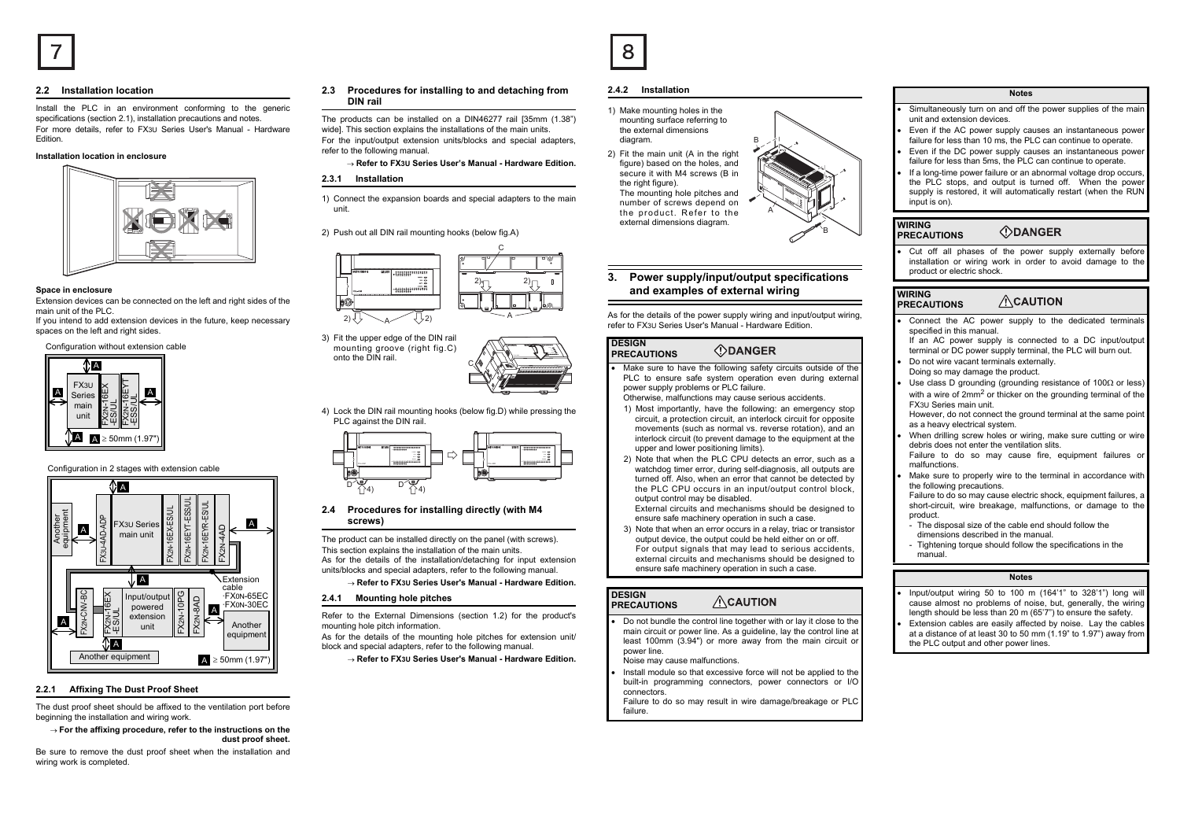## 2.2 Installation location

Install the PLC in an environment conforming to the generic specifications (section 2.1), installation precautions and notes.
For more details, refer to FX3U Series User's Manual - Hardware Edition.

**Installation location in enclosure**

**Space in enclosure**

Extension devices can be connected on the left and right sides of the main unit of the PLC.
If you intend to add extension devices in the future, keep necessary spaces on the left and right sides.

Configuration without extension cable

A ≥ 50mm (1.97")

Configuration in 2 stages with extension cable

Extension cable
·FX0N-65EC
·FX0N-30EC

A ≥ 50mm (1.97")

### 2.2.1 Affixing The Dust Proof Sheet

The dust proof sheet should be affixed to the ventilation port before beginning the installation and wiring work.

→ **For the affixing procedure, refer to the instructions on the dust proof sheet.**

Be sure to remove the dust proof sheet when the installation and wiring work is completed.

## 2.3 Procedures for installing to and detaching from DIN rail

The products can be installed on a DIN46277 rail [35mm (1.38") wide]. This section explains the installations of the main units.
For the input/output extension units/blocks and special adapters, refer to the following manual.

→ **Refer to FX3U Series User's Manual - Hardware Edition.**

### 2.3.1 Installation

1) Connect the expansion boards and special adapters to the main unit.

2) Push out all DIN rail mounting hooks (below fig.A)

3) Fit the upper edge of the DIN rail mounting groove (right fig.C) onto the DIN rail.

4) Lock the DIN rail mounting hooks (below fig.D) while pressing the PLC against the DIN rail.

## 2.4 Procedures for installing directly (with M4 screws)

The product can be installed directly on the panel (with screws).
This section explains the installation of the main units.
As for the details of the installation/detaching for input extension units/blocks and special adapters, refer to the following manual.

→ **Refer to FX3U Series User's Manual - Hardware Edition.**

### 2.4.1 Mounting hole pitches

Refer to the External Dimensions (section 1.2) for the product's mounting hole pitch information.
As for the details of the mounting hole pitches for extension unit/block and special adapters, refer to the following manual.

→ **Refer to FX3U Series User's Manual - Hardware Edition.**

### 2.4.2 Installation

1) Make mounting holes in the mounting surface referring to the external dimensions diagram.
2) Fit the main unit (A in the right figure) based on the holes, and secure it with M4 screws (B in the right figure).
   The mounting hole pitches and number of screws depend on the product. Refer to the external dimensions diagram.

## 3. Power supply/input/output specifications and examples of external wiring

As for the details of the power supply wiring and input/output wiring, refer to FX3U Series User's Manual - Hardware Edition.

**DESIGN PRECAUTIONS — DANGER**

- Make sure to have the following safety circuits outside of the PLC to ensure safe system operation even during external power supply problems or PLC failure.
  Otherwise, malfunctions may cause serious accidents.
  1) Most importantly, have the following: an emergency stop circuit, a protection circuit, an interlock circuit for opposite movements (such as normal vs. reverse rotation), and an interlock circuit (to prevent damage to the equipment at the upper and lower positioning limits).
  2) Note that when the PLC CPU detects an error, such as a watchdog timer error, during self-diagnosis, all outputs are turned off. Also, when an error that cannot be detected by the PLC CPU occurs in an input/output control block, output control may be disabled.
     External circuits and mechanisms should be designed to ensure safe machinery operation in such a case.
  3) Note that when an error occurs in a relay, triac or transistor output device, the output could be held either on or off.
     For output signals that may lead to serious accidents, external circuits and mechanisms should be designed to ensure safe machinery operation in such a case.

**DESIGN PRECAUTIONS — CAUTION**

- Do not bundle the control line together with or lay it close to the main circuit or power line. As a guideline, lay the control line at least 100mm (3.94") or more away from the main circuit or power line.
  Noise may cause malfunctions.
- Install module so that excessive force will not be applied to the built-in programming connectors, power connectors or I/O connectors.
  Failure to do so may result in wire damage/breakage or PLC failure.

**Notes**

- Simultaneously turn on and off the power supplies of the main unit and extension devices.
- Even if the AC power supply causes an instantaneous power failure for less than 10 ms, the PLC can continue to operate.
- Even if the DC power supply causes an instantaneous power failure for less than 5ms, the PLC can continue to operate.
- If a long-time power failure or an abnormal voltage drop occurs, the PLC stops, and output is turned off. When the power supply is restored, it will automatically restart (when the RUN input is on).

**WIRING PRECAUTIONS — DANGER**

- Cut off all phases of the power supply externally before installation or wiring work in order to avoid damage to the product or electric shock.

**WIRING PRECAUTIONS — CAUTION**

- Connect the AC power supply to the dedicated terminals specified in this manual.
  If an AC power supply is connected to a DC input/output terminal or DC power supply terminal, the PLC will burn out.
- Do not wire vacant terminals externally.
  Doing so may damage the product.
- Use class D grounding (grounding resistance of 100Ω or less) with a wire of $2mm^2$ or thicker on the grounding terminal of the FX3U Series main unit.
  However, do not connect the ground terminal at the same point as a heavy electrical system.
- When drilling screw holes or wiring, make sure cutting or wire debris does not enter the ventilation slits.
  Failure to do so may cause fire, equipment failures or malfunctions.
- Make sure to properly wire to the terminal in accordance with the following precautions.
  Failure to do so may cause electric shock, equipment failures, a short-circuit, wire breakage, malfunctions, or damage to the product.
  - The disposal size of the cable end should follow the dimensions described in the manual.
  - Tightening torque should follow the specifications in the manual.

**Notes**

- Input/output wiring 50 to 100 m (164'1" to 328'1") long will cause almost no problems of noise, but, generally, the wiring length should be less than 20 m (65'7") to ensure the safety.
- Extension cables are easily affected by noise. Lay the cables at a distance of at least 30 to 50 mm (1.19" to 1.97") away from the PLC output and other power lines.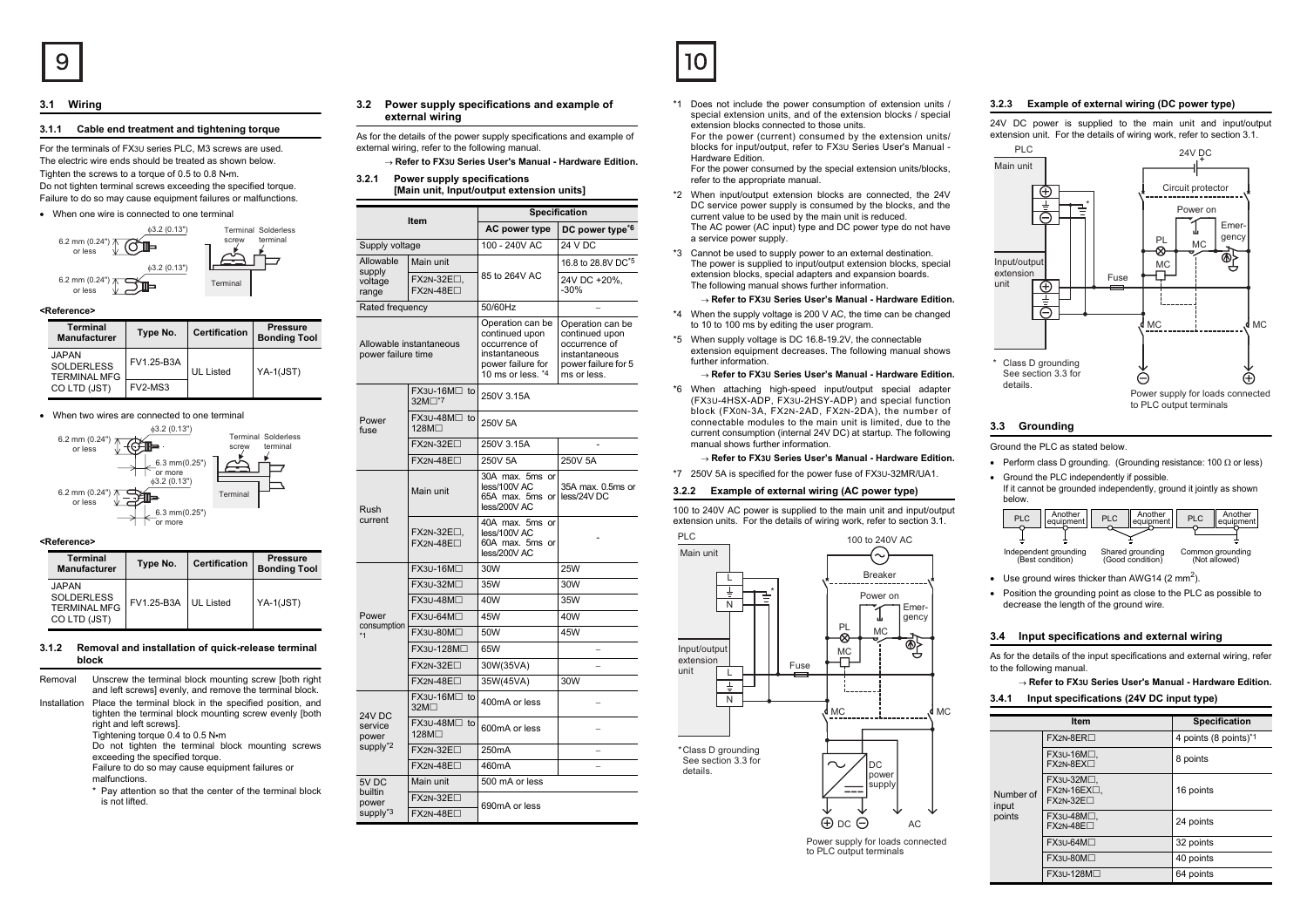## 3.1 Wiring

### 3.1.1 Cable end treatment and tightening torque

For the terminals of FX3U series PLC, M3 screws are used.
The electric wire ends should be treated as shown below.
Tighten the screws to a torque of 0.5 to 0.8 N•m.
Do not tighten terminal screws exceeding the specified torque.
Failure to do so may cause equipment failures or malfunctions.

- When one wire is connected to one terminal

6.2 mm (0.24") or less, ϕ3.2 (0.13"), Terminal screw, Solderless terminal, Terminal

**<Reference>**

| Terminal Manufacturer | Type No. | Certification | Pressure Bonding Tool |
|---|---|---|---|
| JAPAN SOLDERLESS TERMINAL MFG CO LTD (JST) | FV1.25-B3A | UL Listed | YA-1(JST) |
| | FV2-MS3 | | |

- When two wires are connected to one terminal

6.2 mm (0.24") or less, ϕ3.2 (0.13"), 6.3 mm(0.25") or more, Terminal screw, Solderless terminal, Terminal

**<Reference>**

| Terminal Manufacturer | Type No. | Certification | Pressure Bonding Tool |
|---|---|---|---|
| JAPAN SOLDERLESS TERMINAL MFG CO LTD (JST) | FV1.25-B3A | UL Listed | YA-1(JST) |

### 3.1.2 Removal and installation of quick-release terminal block

Removal: Unscrew the terminal block mounting screw [both right and left screws] evenly, and remove the terminal block.

Installation: Place the terminal block in the specified position, and tighten the terminal block mounting screw evenly [both right and left screws].
Tightening torque 0.4 to 0.5 N•m
Do not tighten the terminal block mounting screws exceeding the specified torque.
Failure to do so may cause equipment failures or malfunctions.
* Pay attention so that the center of the terminal block is not lifted.

## 3.2 Power supply specifications and example of external wiring

As for the details of the power supply specifications and example of external wiring, refer to the following manual.

→ **Refer to FX3U Series User's Manual - Hardware Edition.**

### 3.2.1 Power supply specifications [Main unit, Input/output extension units]

| Item | | Specification | |
|---|---|---|---|
| | | AC power type | DC power type*6 |
| Supply voltage | | 100 - 240V AC | 24 V DC |
| Allowable supply voltage range | Main unit | 85 to 264V AC | 16.8 to 28.8V DC*5 |
| | FX2N-32E□, FX2N-48E□ | | 24V DC +20%, -30% |
| Rated frequency | | 50/60Hz | − |
| Allowable instantaneous power failure time | | Operation can be continued upon occurrence of instantaneous power failure for 10 ms or less. *4 | Operation can be continued upon occurrence of instantaneous power failure for 5 ms or less. |
| Power fuse | FX3U-16M□ to 32M□*7 | 250V 3.15A | |
| | FX3U-48M□ to 128M□ | 250V 5A | |
| | FX2N-32E□ | 250V 3.15A | - |
| | FX2N-48E□ | 250V 5A | 250V 5A |
| Rush current | Main unit | 30A max. 5ms or less/100V AC 65A max. 5ms or less/200V AC | 35A max. 0.5ms or less/24V DC |
| | FX2N-32E□, FX2N-48E□ | 40A max. 5ms or less/100V AC 60A max. 5ms or less/200V AC | - |
| Power consumption *1 | FX3U-16M□ | 30W | 25W |
| | FX3U-32M□ | 35W | 30W |
| | FX3U-48M□ | 40W | 35W |
| | FX3U-64M□ | 45W | 40W |
| | FX3U-80M□ | 50W | 45W |
| | FX3U-128M□ | 65W | − |
| | FX2N-32E□ | 30W(35VA) | − |
| | FX2N-48E□ | 35W(45VA) | 30W |
| 24V DC service power supply*2 | FX3U-16M□ to 32M□ | 400mA or less | − |
| | FX3U-48M□ to 128M□ | 600mA or less | − |
| | FX2N-32E□ | 250mA | − |
| | FX2N-48E□ | 460mA | − |
| 5V DC builtin power supply*3 | Main unit | 500 mA or less | |
| | FX2N-32E□ | 690mA or less | |
| | FX2N-48E□ | | |

*1 Does not include the power consumption of extension units / special extension units, and of the extension blocks / special extension blocks connected to those units.
For the power (current) consumed by the extension units/ blocks for input/output, refer to FX3U Series User's Manual - Hardware Edition.
For the power consumed by the special extension units/blocks, refer to the appropriate manual.

*2 When input/output extension blocks are connected, the 24V DC service power supply is consumed by the blocks, and the current value to be used by the main unit is reduced.
The AC power (AC input) type and DC power type do not have a service power supply.

*3 Cannot be used to supply power to an external destination.
The power is supplied to input/output extension blocks, special extension blocks, special adapters and expansion boards.
The following manual shows further information.

→ **Refer to FX3U Series User's Manual - Hardware Edition.**

*4 When the supply voltage is 200 V AC, the time can be changed to 10 to 100 ms by editing the user program.

*5 When supply voltage is DC 16.8-19.2V, the connectable extension equipment decreases. The following manual shows further information.

→ **Refer to FX3U Series User's Manual - Hardware Edition.**

*6 When attaching high-speed input/output special adapter (FX3U-4HSX-ADP, FX3U-2HSY-ADP) and special function block (FX0N-3A, FX2N-2AD, FX2N-2DA), the number of connectable modules to the main unit is limited, due to the current consumption (internal 24V DC) at startup. The following manual shows further information.

→ **Refer to FX3U Series User's Manual - Hardware Edition.**

*7 250V 5A is specified for the power fuse of FX3U-32MR/UA1.

### 3.2.2 Example of external wiring (AC power type)

100 to 240V AC power is supplied to the main unit and input/output extension units. For the details of wiring work, refer to section 3.1.

PLC, Main unit, Input/output extension unit, 100 to 240V AC, Breaker, Power on, Emergency, PL, MC, Fuse, DC power supply, DC, AC

*Class D grounding See section 3.3 for details.

Power supply for loads connected to PLC output terminals

### 3.2.3 Example of external wiring (DC power type)

24V DC power is supplied to the main unit and input/output extension unit. For the details of wiring work, refer to section 3.1.

PLC, Main unit, Input/output extension unit, 24V DC, Circuit protector, Power on, Emergency, PL, MC, Fuse

\* Class D grounding See section 3.3 for details.

Power supply for loads connected to PLC output terminals

## 3.3 Grounding

Ground the PLC as stated below.

- Perform class D grounding. (Grounding resistance: 100 Ω or less)
- Ground the PLC independently if possible.
  If it cannot be grounded independently, ground it jointly as shown below.

PLC / Another equipment: Independent grounding (Best condition); Shared grounding (Good condition); Common grounding (Not allowed)

- Use ground wires thicker than AWG14 (2 mm$^2$).
- Position the grounding point as close to the PLC as possible to decrease the length of the ground wire.

## 3.4 Input specifications and external wiring

As for the details of the input specifications and external wiring, refer to the following manual.

→ **Refer to FX3U Series User's Manual - Hardware Edition.**

### 3.4.1 Input specifications (24V DC input type)

| Item | | Specification |
|---|---|---|
| Number of input points | FX2N-8ER□ | 4 points (8 points)*1 |
| | FX3U-16M□, FX2N-8EX□ | 8 points |
| | FX3U-32M□, FX2N-16EX□, FX2N-32E□ | 16 points |
| | FX3U-48M□, FX2N-48E□ | 24 points |
| | FX3U-64M□ | 32 points |
| | FX3U-80M□ | 40 points |
| | FX3U-128M□ | 64 points |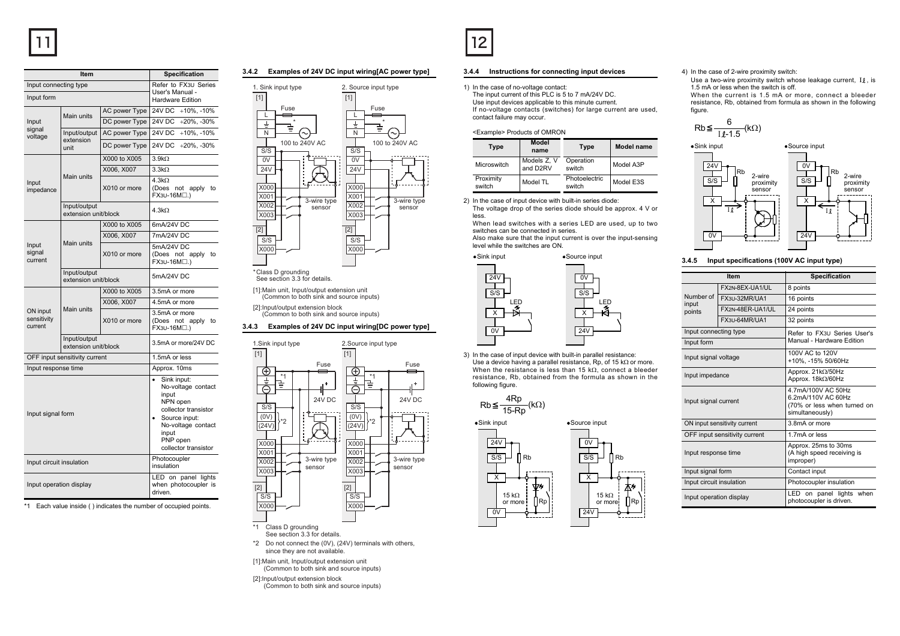| Item | | | Specification |
|---|---|---|---|
| Input connecting type | | | Refer to FX3U Series User's Manual - Hardware Edition |
| Input form | | | |
| Input signal voltage | Main units | AC power Type | 24V DC +10%, -10% |
| | | DC power Type | 24V DC +20%, -30% |
| | Input/output extension unit | AC power Type | 24V DC +10%, -10% |
| | | DC power Type | 24V DC +20%, -30% |
| Input impedance | Main units | X000 to X005 | 3.9kΩ |
| | | X006, X007 | 3.3kΩ |
| | | X010 or more | 4.3kΩ (Does not apply to FX3U-16M□.) |
| | Input/output extension unit/block | | 4.3kΩ |
| Input signal current | Main units | X000 to X005 | 6mA/24V DC |
| | | X006, X007 | 7mA/24V DC |
| | | X010 or more | 5mA/24V DC (Does not apply to FX3U-16M□.) |
| | Input/output extension unit/block | | 5mA/24V DC |
| ON input sensitivity current | Main units | X000 to X005 | 3.5mA or more |
| | | X006, X007 | 4.5mA or more |
| | | X010 or more | 3.5mA or more (Does not apply to FX3U-16M□.) |
| | Input/output extension unit/block | | 3.5mA or more/24V DC |
| OFF input sensitivity current | | | 1.5mA or less |
| Input response time | | | Approx. 10ms |
| Input signal form | | | • Sink input: No-voltage contact input NPN open collector transistor • Source input: No-voltage contact input PNP open collector transistor |
| Input circuit insulation | | | Photocoupler insulation |
| Input operation display | | | LED on panel lights when photocoupler is driven. |

*1 Each value inside ( ) indicates the number of occupied points.

### 3.4.2 Examples of 24V DC input wiring[AC power type]

1. Sink input type

2. Source input type

*Class D grounding
See section 3.3 for details.

[1]:Main unit, Input/output extension unit
(Common to both sink and source inputs)

[2]:Input/output extension block
(Common to both sink and source inputs)

### 3.4.3 Examples of 24V DC input wiring[DC power type]

1.Sink input type

2.Source input type

*1 Class D grounding
See section 3.3 for details.

*2 Do not connect the (0V), (24V) terminals with others, since they are not available.

[1]:Main unit, Input/output extension unit
(Common to both sink and source inputs)

[2]:Input/output extension block
(Common to both sink and source inputs)

### 3.4.4 Instructions for connecting input devices

1) In the case of no-voltage contact:
The input current of this PLC is 5 to 7 mA/24V DC.
Use input devices applicable to this minute current.
If no-voltage contacts (switches) for large current are used, contact failure may occur.

<Example> Products of OMRON

| Type | Model name | Type | Model name |
|---|---|---|---|
| Microswitch | Models Z, V and D2RV | Operation switch | Model A3P |
| Proximity switch | Model TL | Photoelectric switch | Model E3S |

2) In the case of input device with built-in series diode:
The voltage drop of the series diode should be approx. 4 V or less.
When lead switches with a series LED are used, up to two switches can be connected in series.
Also make sure that the input current is over the input-sensing level while the switches are ON.

●Sink input ●Source input

3) In the case of input device with built-in parallel resistance:
Use a device having a parallel resistance, Rp, of 15 kΩ or more.
When the resistance is less than 15 kΩ, connect a bleeder resistance, Rb, obtained from the formula as shown in the following figure.

$$Rb \leqq \frac{4Rp}{15-Rp}(k\Omega)$$

●Sink input ●Source input

4) In the case of 2-wire proximity switch:
Use a two-wire proximity switch whose leakage current, $I_\ell$, is 1.5 mA or less when the switch is off.
When the current is 1.5 mA or more, connect a bleeder resistance, Rb, obtained from formula as shown in the following figure.

$$Rb \leqq \frac{6}{I_\ell - 1.5}(k\Omega)$$

●Sink input ●Source input

### 3.4.5 Input specifications (100V AC input type)

| Item | | Specification |
|---|---|---|
| Number of input points | FX2N-8EX-UA1/UL | 8 points |
| | FX3U-32MR/UA1 | 16 points |
| | FX2N-48ER-UA1/UL | 24 points |
| | FX3U-64MR/UA1 | 32 points |
| Input connecting type | | Refer to FX3U Series User's Manual - Hardware Edition |
| Input form | | |
| Input signal voltage | | 100V AC to 120V +10%, -15% 50/60Hz |
| Input impedance | | Approx. 21kΩ/50Hz Approx. 18kΩ/60Hz |
| Input signal current | | 4.7mA/100V AC 50Hz 6.2mA/110V AC 60Hz (70% or less when turned on simultaneously) |
| ON input sensitivity current | | 3.8mA or more |
| OFF input sensitivity current | | 1.7mA or less |
| Input response time | | Approx. 25ms to 30ms (A high speed receiving is improper) |
| Input signal form | | Contact input |
| Input circuit insulation | | Photocoupler insulation |
| Input operation display | | LED on panel lights when photocoupler is driven. |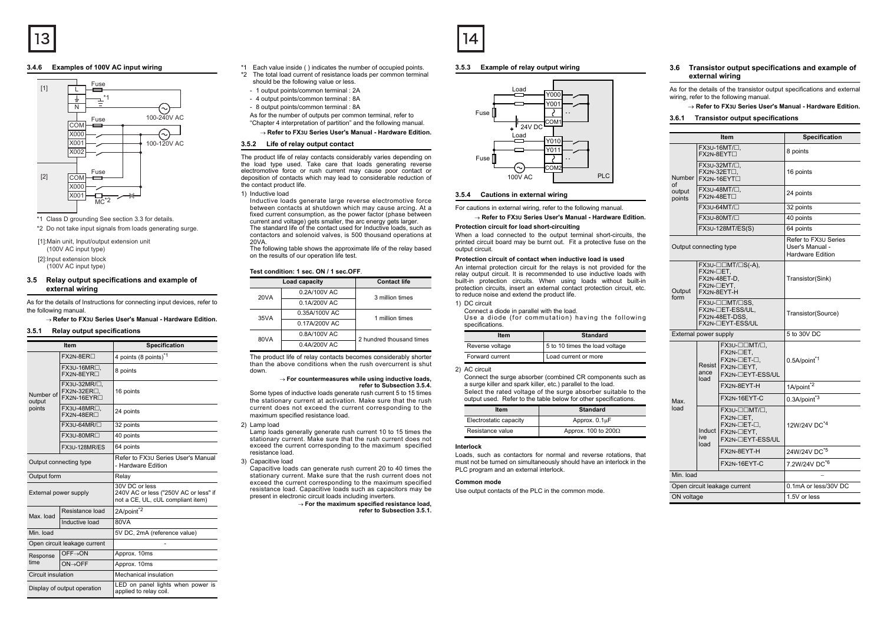### 3.4.6 Examples of 100V AC input wiring

*1 Class D grounding See section 3.3 for details.

*2 Do not take input signals from loads generating surge.

[1]:Main unit, Input/output extension unit (100V AC input type)

[2]:Input extension block (100V AC input type)

## 3.5 Relay output specifications and example of external wiring

As for the details of Instructions for connecting input devices, refer to the following manual.

→ **Refer to FX3U Series User's Manual - Hardware Edition.**

### 3.5.1 Relay output specifications

| Item | | Specification |
|---|---|---|
| Number of output points | FX2N-8ER□ | 4 points (8 points)*1 |
| | FX3U-16MR□, FX2N-8EYR□ | 8 points |
| | FX3U-32MR□, FX2N-32ER□, FX2N-16EYR□ | 16 points |
| | FX3U-48MR□, FX2N-48ER□ | 24 points |
| | FX3U-64MR/□ | 32 points |
| | FX3U-80MR□ | 40 points |
| | FX3U-128MR/ES | 64 points |
| Output connecting type | | Refer to FX3U Series User's Manual - Hardware Edition |
| Output form | | Relay |
| External power supply | | 30V DC or less 240V AC or less ("250V AC or less" if not a CE, UL, cUL compliant item) |
| Max. load | Resistance load | 2A/point*2 |
| | Inductive load | 80VA |
| Min. load | | 5V DC, 2mA (reference value) |
| Open circuit leakage current | | - |
| Response time | OFF→ON | Approx. 10ms |
| | ON→OFF | Approx. 10ms |
| Circuit insulation | | Mechanical insulation |
| Display of output operation | | LED on panel lights when power is applied to relay coil. |

*1 Each value inside ( ) indicates the number of occupied points.

*2 The total load current of resistance loads per common terminal should be the following value or less.

- 1 output points/common terminal : 2A
- 4 output points/common terminal : 8A
- 8 output points/common terminal : 8A

As for the number of outputs per common terminal, refer to "Chapter 4 interpretation of partition" and the following manual.

→ **Refer to FX3U Series User's Manual - Hardware Edition.**

### 3.5.2 Life of relay output contact

The product life of relay contacts considerably varies depending on the load type used. Take care that loads generating reverse electromotive force or rush current may cause poor contact or deposition of contacts which may lead to considerable reduction of the contact product life.

1) Inductive load

Inductive loads generate large reverse electromotive force between contacts at shutdown which may cause arcing. At a fixed current consumption, as the power factor (phase between current and voltage) gets smaller, the arc energy gets larger.
The standard life of the contact used for Inductive loads, such as contactors and solenoid valves, is 500 thousand operations at 20VA.
The following table shows the approximate life of the relay based on the results of our operation life test.

**Test condition: 1 sec. ON / 1 sec.OFF**.

| Load capacity | | Contact life |
|---|---|---|
| 20VA | 0.2A/100V AC | 3 million times |
| | 0.1A/200V AC | |
| 35VA | 0.35A/100V AC | 1 million times |
| | 0.17A/200V AC | |
| 80VA | 0.8A/100V AC | 2 hundred thousand times |
| | 0.4A/200V AC | |

The product life of relay contacts becomes considerably shorter than the above conditions when the rush overcurrent is shut down.

→ **For countermeasures while using inductive loads, refer to Subsection 3.5.4.**

Some types of inductive loads generate rush current 5 to 15 times the stationary current at activation. Make sure that the rush current does not exceed the current corresponding to the maximum specified resistance load.

2) Lamp load

Lamp loads generally generate rush current 10 to 15 times the stationary current. Make sure that the rush current does not exceed the current corresponding to the maximum specified resistance load.

3) Capacitive load

Capacitive loads can generate rush current 20 to 40 times the stationary current. Make sure that the rush current does not exceed the current corresponding to the maximum specified resistance load. Capacitive loads such as capacitors may be present in electronic circuit loads including inverters.

→ **For the maximum specified resistance load, refer to Subsection 3.5.1.**

### 3.5.3 Example of relay output wiring

### 3.5.4 Cautions in external wiring

For cautions in external wiring, refer to the following manual.

→ **Refer to FX3U Series User's Manual - Hardware Edition.**

**Protection circuit for load short-circuiting**

When a load connected to the output terminal short-circuits, the printed circuit board may be burnt out. Fit a protective fuse on the output circuit.

**Protection circuit of contact when inductive load is used**

An internal protection circuit for the relays is not provided for the relay output circuit. It is recommended to use inductive loads with built-in protection circuits. When using loads without built-in protection circuits, insert an external contact protection circuit, etc. to reduce noise and extend the product life.

1) DC circuit

Connect a diode in parallel with the load.
Use a diode (for commutation) having the following specifications.

| Item | Standard |
|---|---|
| Reverse voltage | 5 to 10 times the load voltage |
| Forward current | Load current or more |

2) AC circuit

Connect the surge absorber (combined CR components such as a surge killer and spark killer, etc.) parallel to the load.
Select the rated voltage of the surge absorber suitable to the output used. Refer to the table below for other specifications.

| Item | Standard |
|---|---|
| Electrostatic capacity | Approx. 0.1μF |
| Resistance value | Approx. 100 to 200Ω |

**Interlock**

Loads, such as contactors for normal and reverse rotations, that must not be turned on simultaneously should have an interlock in the PLC program and an external interlock.

**Common mode**

Use output contacts of the PLC in the common mode.

## 3.6 Transistor output specifications and example of external wiring

As for the details of the transistor output specifications and external wiring, refer to the following manual.

→ **Refer to FX3U Series User's Manual - Hardware Edition.**

### 3.6.1 Transistor output specifications

| Item | | | Specification |
|---|---|---|---|
| Number of output points | FX3U-16MT/□, FX2N-8EYT□ | | 8 points |
| | FX3U-32MT/□, FX2N-32ET□, FX2N-16EYT□ | | 16 points |
| | FX3U-48MT/□, FX2N-48ET□ | | 24 points |
| | FX3U-64MT/□ | | 32 points |
| | FX3U-80MT/□ | | 40 points |
| | FX3U-128MT/ES(S) | | 64 points |
| Output connecting type | | | Refer to FX3U Series User's Manual - Hardware Edition |
| Output form | FX3U-□□MT/□S(-A), FX2N-□ET, FX2N-48ET-D, FX2N-□EYT, FX2N-8EYT-H | | Transistor(Sink) |
| | FX3U-□□MT/□SS, FX2N-□ET-ESS/UL, FX2N-48ET-DSS, FX2N-□EYT-ESS/UL | | Transistor(Source) |
| External power supply | | | 5 to 30V DC |
| Max. load | Resistance load | FX3U-□□MT/□, FX2N-□ET, FX2N-□ET-□, FX2N-□EYT, FX2N-□EYT-ESS/UL | 0.5A/point*1 |
| | | FX2N-8EYT-H | 1A/point*2 |
| | | FX2N-16EYT-C | 0.3A/point*3 |
| | Inductive load | FX3U-□□MT/□, FX2N-□ET, FX2N-□ET-□, FX2N-□EYT, FX2N-□EYT-ESS/UL | 12W/24V DC*4 |
| | | FX2N-8EYT-H | 24W/24V DC*5 |
| | | FX2N-16EYT-C | 7.2W/24V DC*6 |
| Min. load | | | – |
| Open circuit leakage current | | | 0.1mA or less/30V DC |
| ON voltage | | | 1.5V or less |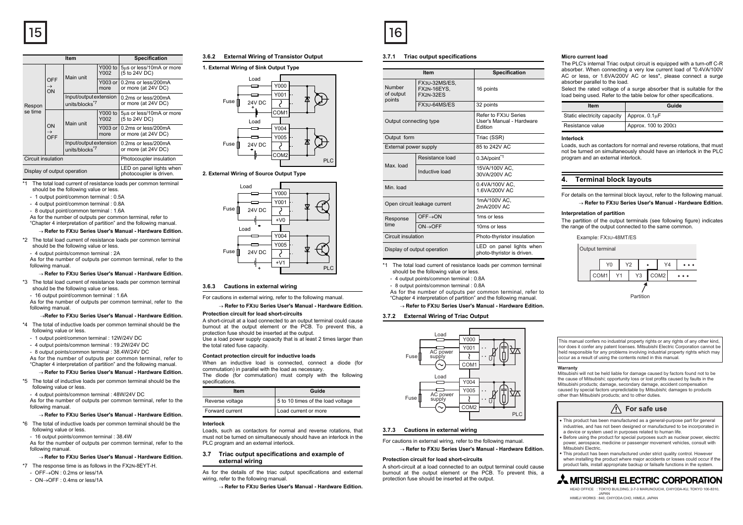| Item | | | | Specification |
|---|---|---|---|---|
| Response time | OFF → ON | Main unit | Y000 to Y002 | 5μs or less/10mA or more (5 to 24V DC) |
| | | | Y003 or more | 0.2ms or less/200mA or more (at 24V DC) |
| | | Input/output extension units/blocks[*7] | | 0.2ms or less/200mA or more (at 24V DC) |
| | ON → OFF | Main unit | Y000 to Y002 | 5μs or less/10mA or more (5 to 24V DC) |
| | | | Y003 or more | 0.2ms or less/200mA or more (at 24V DC) |
| | | Input/output extension units/blocks[*7] | | 0.2ms or less/200mA or more (at 24V DC) |
| Circuit insulation | | | | Photocoupler insulation |
| Display of output operation | | | | LED on panel lights when photocoupler is driven. |

*1 The total load current of resistance loads per common terminal should be the following value or less.
- 1 output point/common terminal : 0.5A
- 4 output point/common terminal : 0.8A
- 8 output point/common terminal : 1.6A

As for the number of outputs per common terminal, refer to "Chapter 4 interpretation of partition" and the following manual.
→ **Refer to FX3U Series User's Manual - Hardware Edition.**

*2 The total load current of resistance loads per common terminal should be the following value or less.
- 4 output points/common terminal : 2A

As for the number of outputs per common terminal, refer to the following manual.
→ **Refer to FX3U Series User's Manual - Hardware Edition.**

*3 The total load current of resistance loads per common terminal should be the following value or less.
- 16 output point/common terminal : 1.6A

As for the number of outputs per common terminal, refer to the following manual.
→**Refer to FX3U Series User's Manual - Hardware Edition.**

*4 The total of inductive loads per common terminal should be the following value or less.
- 1 output point/common terminal : 12W/24V DC
- 4 output points/common terminal : 19.2W/24V DC
- 8 output points/common terminal : 38.4W/24V DC

As for the number of outputs per common terminal, refer to "Chapter 4 interpretation of partition" and the following manual.
→ **Refer to FX3U Series User's Manual - Hardware Edition.**

*5 The total of inductive loads per common terminal should be the following value or less.
- 4 output points/common terminal : 48W/24V DC

As for the number of outputs per common terminal, refer to the following manual.
→ **Refer to FX3U Series User's Manual - Hardware Edition.**

*6 The total of inductive loads per common terminal should be the following value or less.
- 16 output points/common terminal : 38.4W

As for the number of outputs per common terminal, refer to the following manual.
→ **Refer to FX3U Series User's Manual - Hardware Edition.**

*7 The response time is as follows in the FX2N-8EYT-H.
- OFF→ON : 0.2ms or less/1A
- ON→OFF : 0.4ms or less/1A

### 3.6.2 External Wiring of Transistor Output

**1. External Wiring of Sink Output Type**

Load
Y000
Y001
Fuse
24V DC
COM1
Load
Y004
Y005
Fuse
24V DC
COM2
PLC

**2. External Wiring of Source Output Type**

Load
Y000
Y001
Fuse
24V DC
+V0
Load
Y004
Y005
Fuse
24V DC
+V1
PLC

### 3.6.3 Cautions in external wiring

For cautions in external wiring, refer to the following manual.
→ **Refer to FX3U Series User's Manual - Hardware Edition.**

**Protection circuit for load short-circuits**

A short-circuit at a load connected to an output terminal could cause burnout at the output element or the PCB. To prevent this, a protection fuse should be inserted at the output.
Use a load power supply capacity that is at least 2 times larger than the total rated fuse capacity.

**Contact protection circuit for inductive loads**

When an inductive load is connected, connect a diode (for commutation) in parallel with the load as necessary.
The diode (for commutation) must comply with the following specifications.

| Item | Guide |
|---|---|
| Reverse voltage | 5 to 10 times of the load voltage |
| Forward current | Load current or more |

**Interlock**

Loads, such as contactors for normal and reverse rotations, that must not be turned on simultaneously should have an interlock in the PLC program and an external interlock.

## 3.7 Triac output specifications and example of external wiring

As for the details of the triac output specifications and external wiring, refer to the following manual.
→ **Refer to FX3U Series User's Manual - Hardware Edition.**

### 3.7.1 Triac output specifications

| Item | | Specification |
|---|---|---|
| Number of output points | FX3U-32MS/ES, FX2N-16EYS, FX2N-32ES | 16 points |
| | FX3U-64MS/ES | 32 points |
| Output connecting type | | Refer to FX3U Series User's Manual - Hardware Edition |
| Output form | | Triac (SSR) |
| External power supply | | 85 to 242V AC |
| Max. load | Resistance load | 0.3A/point[*1] |
| | Inductive load | 15VA/100V AC, 30VA/200V AC |
| Min. load | | 0.4VA/100V AC, 1.6VA/200V AC |
| Open circuit leakage current | | 1mA/100V AC, 2mA/200V AC |
| Response time | OFF→ON | 1ms or less |
| | ON→OFF | 10ms or less |
| Circuit insulation | | Photo-thyristor insulation |
| Display of output operation | | LED on panel lights when photo-thyristor is driven. |

*1 The total load current of resistance loads per common terminal should be the following value or less.
- 4 output points/common terminal : 0.8A
- 8 output points/common terminal : 0.8A

As for the number of outputs per common terminal, refer to "Chapter 4 interpretation of partition" and the following manual.
→ **Refer to FX3U Series User's Manual - Hardware Edition.**

### 3.7.2 External Wiring of Triac Output

Load
Y000
Y001
AC power supply
Fuse
COM1
Load
Y004
Y005
AC power supply
Fuse
COM2
PLC

### 3.7.3 Cautions in external wiring

For cautions in external wiring, refer to the following manual.
→ **Refer to FX3U Series User's Manual - Hardware Edition.**

**Protection circuit for load short-circuits**

A short-circuit at a load connected to an output terminal could cause burnout at the output element or the PCB. To prevent this, a protection fuse should be inserted at the output.

**Micro current load**

The PLC's internal Triac output circuit is equipped with a turn-off C-R absorber. When connecting a very low current load of "0.4VA/100V AC or less, or 1.6VA/200V AC or less", please connect a surge absorber parallel to the load.
Select the rated voltage of a surge absorber that is suitable for the load being used. Refer to the table below for other specifications.

| Item | Guide |
|---|---|
| Static electricity capacity | Approx. 0.1μF |
| Resistance value | Approx. 100 to 200Ω |

**Interlock**

Loads, such as contactors for normal and reverse rotations, that must not be turned on simultaneously should have an interlock in the PLC program and an external interlock.

## 4. Terminal block layouts

For details on the terminal block layout, refer to the following manual.
→ **Refer to FX3U Series User's Manual - Hardware Edition.**

**Interpretation of partition**

The partition of the output terminals (see following figure) indicates the range of the output connected to the same common.

Example: FX3U-48MT/ES

Output terminal
Y0 Y2 • Y4 • • •
COM1 Y1 Y3 COM2 • • •
Partition

This manual confers no industrial property rights or any rights of any other kind, nor does it confer any patent licenses. Mitsubishi Electric Corporation cannot be held responsible for any problems involving industrial property rights which may occur as a result of using the contents noted in this manual.

**Warranty**

Mitsubishi will not be held liable for damage caused by factors found not to be the cause of Mitsubishi; opportunity loss or lost profits caused by faults in the Mitsubishi products; damage, secondary damage, accident compensation caused by special factors unpredictable by Mitsubishi; damages to products other than Mitsubishi products; and to other duties.

**For safe use**

- This product has been manufactured as a general-purpose part for general industries, and has not been designed or manufactured to be incorporated in a device or system used in purposes related to human life.
- Before using the product for special purposes such as nuclear power, electric power, aerospace, medicine or passenger movement vehicles, consult with Mitsubishi Electric.
- This product has been manufactured under strict quality control. However when installing the product where major accidents or losses could occur if the product fails, install appropriate backup or failsafe functions in the system.

**MITSUBISHI ELECTRIC CORPORATION**

HEAD OFFICE : TOKYO BUILDING, 2-7-3 MARUNOUCHI, CHIYODA-KU, TOKYO 100-8310, JAPAN
HIMEJI WORKS : 840, CHIYODA CHO, HIMEJI, JAPAN